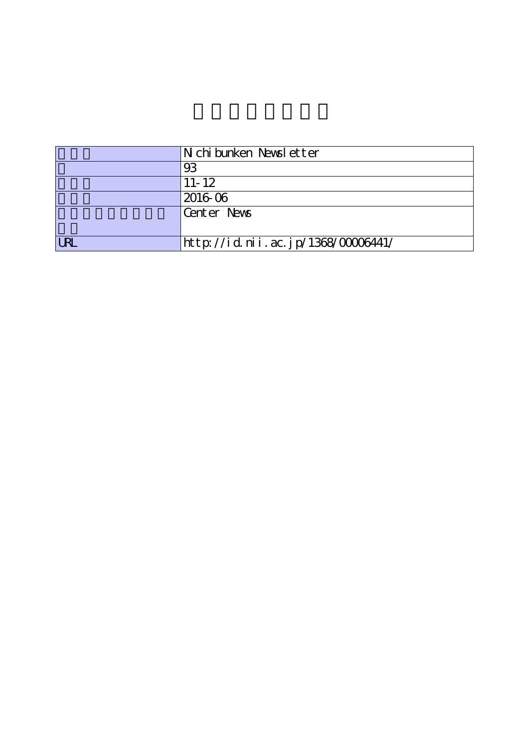| | |
|---|---|
| | Nichibunken Newsletter |
| | 93 |
| | 11-12 |
| | 2016-06 |
| | Center News |
| URL | http://id.nii.ac.jp/1368/00006441/ |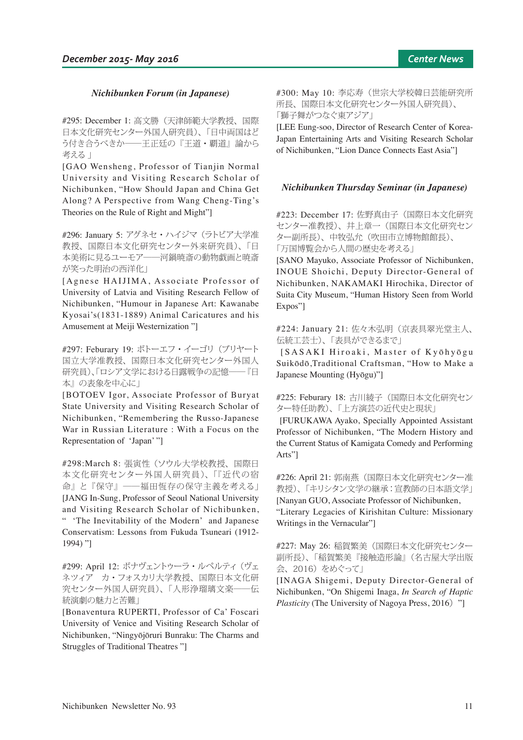### *Nichibunken Forum (in Japanese)*

#295: December 1: 高文勝（天津師範大学教授、国際日本文化研究センター外国人研究員）、「日中両国はどう付き合うべきか――王正廷の『王道・覇道』論から考える 」
[GAO Wensheng, Professor of Tianjin Normal University and Visiting Research Scholar of Nichibunken, "How Should Japan and China Get Along? A Perspective from Wang Cheng-Ting's Theories on the Rule of Right and Might"]

#296: January 5: アグネセ・ハイジマ（ラトビア大学准教授、国際日本文化研究センター外来研究員）、「日本美術に見るユーモア――河鍋暁斎の動物戯画と暁斎が笑った明治の西洋化」
[Agnese HAIJIMA, Associate Professor of University of Latvia and Visiting Research Fellow of Nichibunken, "Humour in Japanese Art: Kawanabe Kyosai's(1831-1889) Animal Caricatures and his Amusement at Meiji Westernization "]

#297: Feburary 19: ボトーエフ・イーゴリ（ブリヤート国立大学准教授、国際日本文化研究センター外国人研究員)、「ロシア文学における日露戦争の記憶――『日本』の表象を中心に」
[BOTOEV Igor, Associate Professor of Buryat State University and Visiting Research Scholar of Nichibunken, "Remembering the Russo-Japanese War in Russian Literature : With a Focus on the Representation of 'Japan' "]

#298:March 8: 張寅性（ソウル大学校教授、国際日本文化研究センター外国人研究員）、「『近代の宿命』と『保守』――福田恆存の保守主義を考える」
[JANG In-Sung, Professor of Seoul National University and Visiting Research Scholar of Nichibunken, " 'The Inevitability of the Modern' and Japanese Conservatism: Lessons from Fukuda Tsuneari (1912-1994) "]

#299: April 12: ボナヴェントゥーラ・ルペルティ（ヴェネツィア　カ・フォスカリ大学教授、国際日本文化研究センター外国人研究員）、「人形浄瑠璃文楽――伝統演劇の魅力と苦難」
[Bonaventura RUPERTI, Professor of Ca' Foscari University of Venice and Visiting Research Scholar of Nichibunken, "Ningyōjōruri Bunraku: The Charms and Struggles of Traditional Theatres "]

#300: May 10: 李応寿（世宗大学校韓日芸能研究所所長、国際日本文化研究センター外国人研究員)、「獅子舞がつなぐ東アジア」
[LEE Eung-soo, Director of Research Center of Korea-Japan Entertaining Arts and Visiting Research Scholar of Nichibunken, "Lion Dance Connects East Asia"]

### *Nichibunken Thursday Seminar (in Japanese)*

#223: December 17: 佐野真由子（国際日本文化研究センター准教授)、井上章一（国際日本文化研究センター副所長)、中牧弘允（吹田市立博物館館長)、「万国博覧会から人間の歴史を考える」
[SANO Mayuko, Associate Professor of Nichibunken, INOUE Shoichi, Deputy Director-General of Nichibunken, NAKAMAKI Hirochika, Director of Suita City Museum, "Human History Seen from World Expos"]

#224: January 21: 佐々木弘明（京表具翠光堂主人、伝統工芸士)、「表具ができるまで」
[SASAKI Hiroaki, Master of Kyōhyōgu Suikōdō,Traditional Craftsman, "How to Make a Japanese Mounting (Hyōgu)"]

#225: Feburary 18: 古川綾子（国際日本文化研究センター特任助教)、「上方演芸の近代史と現状」
[FURUKAWA Ayako, Specially Appointed Assistant Professor of Nichibunken, "The Modern History and the Current Status of Kamigata Comedy and Performing Arts"]

#226: April 21: 郭南燕（国際日本文化研究センター准教授)、「キリシタン文学の継承：宣教師の日本語文学」
[Nanyan GUO, Associate Professor of Nichibunken, "Literary Legacies of Kirishitan Culture: Missionary Writings in the Vernacular"]

#227: May 26: 稲賀繁美（国際日本文化研究センター副所長)、「稲賀繁美『接触造形論』（名古屋大学出版会、2016）をめぐって」
[INAGA Shigemi, Deputy Director-General of Nichibunken, "On Shigemi Inaga, *In Search of Haptic Plasticity* (The University of Nagoya Press, 2016) "]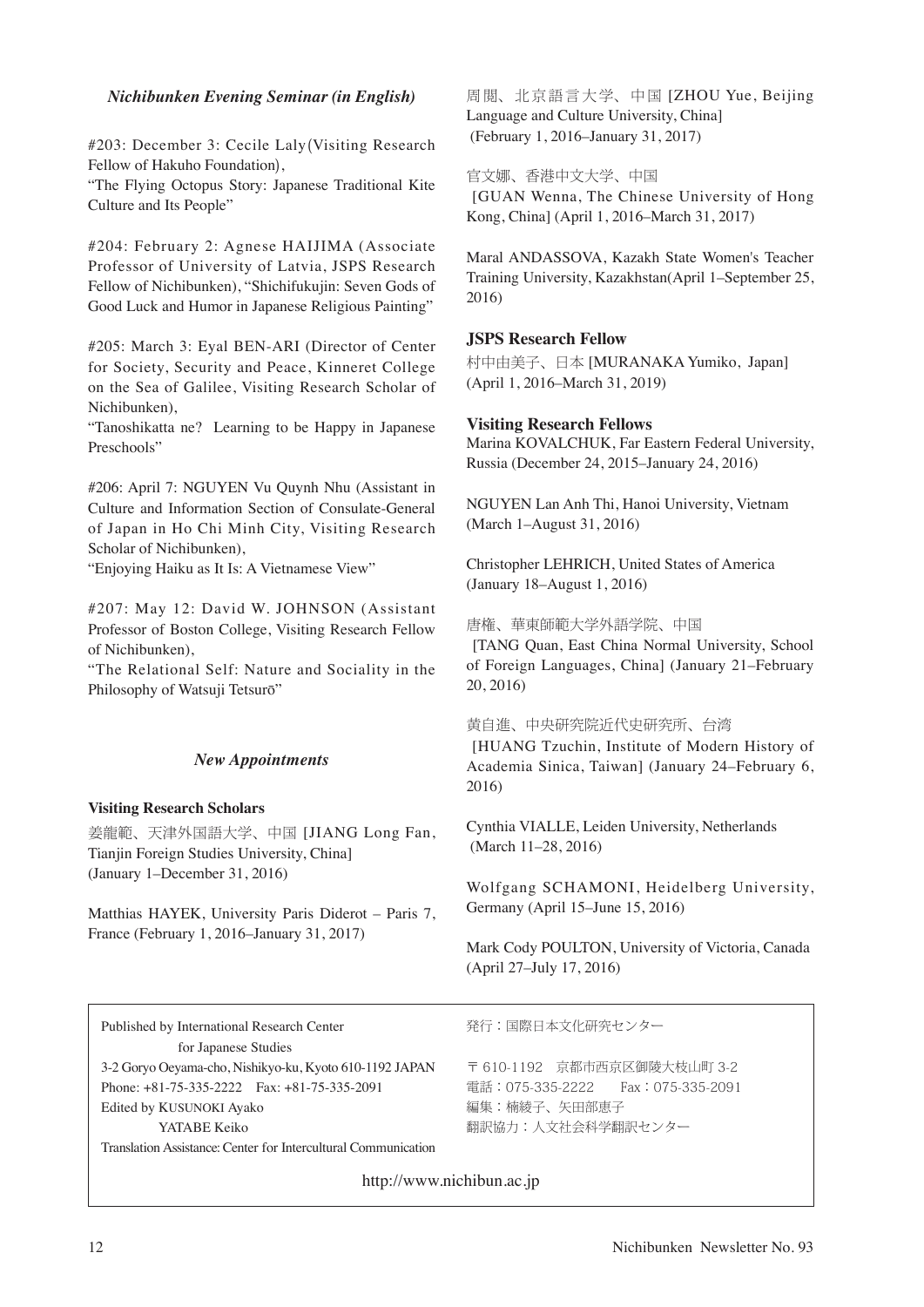### *Nichibunken Evening Seminar (in English)*

#203: December 3: Cecile Laly(Visiting Research Fellow of Hakuho Foundation),
"The Flying Octopus Story: Japanese Traditional Kite Culture and Its People"

#204: February 2: Agnese HAIJIMA (Associate Professor of University of Latvia, JSPS Research Fellow of Nichibunken), "Shichifukujin: Seven Gods of Good Luck and Humor in Japanese Religious Painting"

#205: March 3: Eyal BEN-ARI (Director of Center for Society, Security and Peace, Kinneret College on the Sea of Galilee, Visiting Research Scholar of Nichibunken),
"Tanoshikatta ne? Learning to be Happy in Japanese Preschools"

#206: April 7: NGUYEN Vu Quynh Nhu (Assistant in Culture and Information Section of Consulate-General of Japan in Ho Chi Minh City, Visiting Research Scholar of Nichibunken),
"Enjoying Haiku as It Is: A Vietnamese View"

#207: May 12: David W. JOHNSON (Assistant Professor of Boston College, Visiting Research Fellow of Nichibunken),
"The Relational Self: Nature and Sociality in the Philosophy of Watsuji Tetsurō"

### *New Appointments*

**Visiting Research Scholars**

姜龍範、天津外国語大学、中国 [JIANG Long Fan, Tianjin Foreign Studies University, China]
(January 1–December 31, 2016)

Matthias HAYEK, University Paris Diderot – Paris 7, France (February 1, 2016–January 31, 2017)

周閲、北京語言大学、中国 [ZHOU Yue, Beijing Language and Culture University, China]
(February 1, 2016–January 31, 2017)

官文娜、香港中文大学、中国
[GUAN Wenna, The Chinese University of Hong Kong, China] (April 1, 2016–March 31, 2017)

Maral ANDASSOVA, Kazakh State Women's Teacher Training University, Kazakhstan(April 1–September 25, 2016)

**JSPS Research Fellow**

村中由美子、日本 [MURANAKA Yumiko, Japan]
(April 1, 2016–March 31, 2019)

**Visiting Research Fellows**

Marina KOVALCHUK, Far Eastern Federal University, Russia (December 24, 2015–January 24, 2016)

NGUYEN Lan Anh Thi, Hanoi University, Vietnam
(March 1–August 31, 2016)

Christopher LEHRICH, United States of America
(January 18–August 1, 2016)

唐権、華東師範大学外語学院、中国
[TANG Quan, East China Normal University, School of Foreign Languages, China] (January 21–February 20, 2016)

黄自進、中央研究院近代史研究所、台湾
[HUANG Tzuchin, Institute of Modern History of Academia Sinica, Taiwan] (January 24–February 6, 2016)

Cynthia VIALLE, Leiden University, Netherlands
(March 11–28, 2016)

Wolfgang SCHAMONI, Heidelberg University, Germany (April 15–June 15, 2016)

Mark Cody POULTON, University of Victoria, Canada
(April 27–July 17, 2016)

---

Published by International Research Center for Japanese Studies
3-2 Goryo Oeyama-cho, Nishikyo-ku, Kyoto 610-1192 JAPAN
Phone: +81-75-335-2222 Fax: +81-75-335-2091
Edited by KUSUNOKI Ayako
YATABE Keiko
Translation Assistance: Center for Intercultural Communication

発行：国際日本文化研究センター
〒610-1192 京都市西京区御陵大枝山町 3-2
電話：075-335-2222 Fax：075-335-2091
編集：楠綾子、矢田部恵子
翻訳協力：人文社会科学翻訳センター

http://www.nichibun.ac.jp